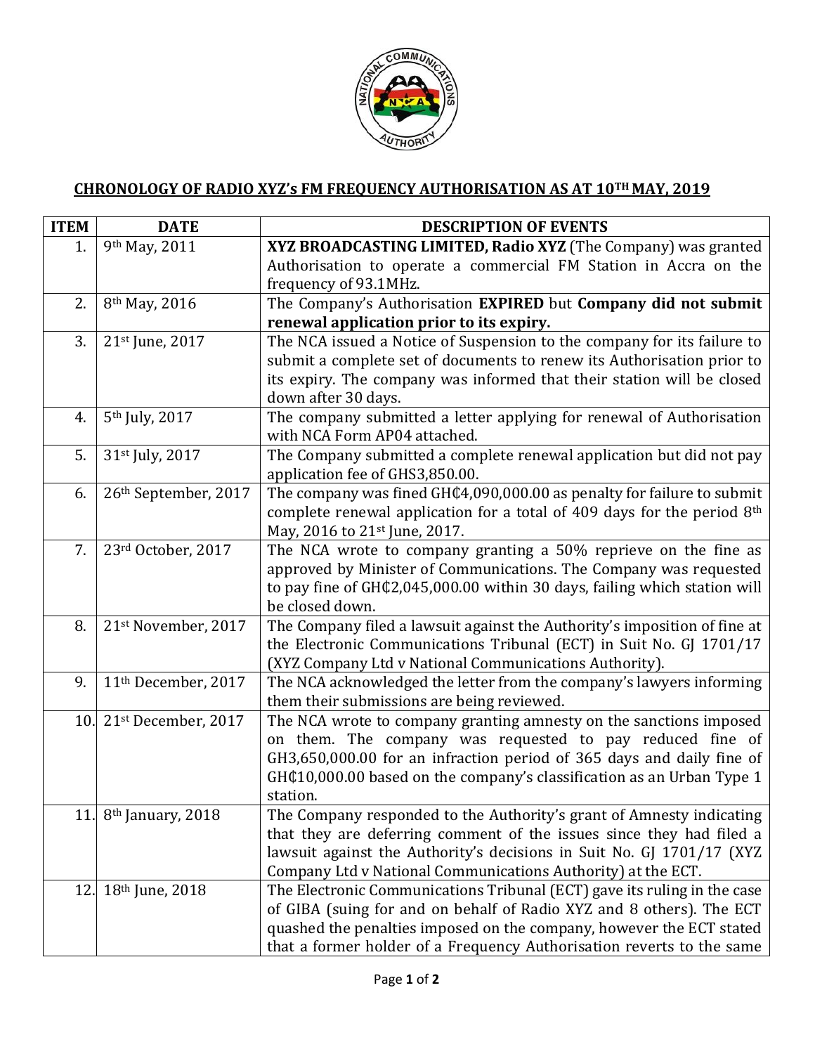## CHRONOLOGY OF RADIO XYZ's FM FREQUENCY AUTHORISATION AS AT 10TH MAY, 2019

| ITEM | DATE | DESCRIPTION OF EVENTS |
|---|---|---|
| 1. | 9th May, 2011 | **XYZ BROADCASTING LIMITED, Radio XYZ** (The Company) was granted Authorisation to operate a commercial FM Station in Accra on the frequency of 93.1MHz. |
| 2. | 8th May, 2016 | The Company's Authorisation **EXPIRED** but **Company did not submit renewal application prior to its expiry.** |
| 3. | 21st June, 2017 | The NCA issued a Notice of Suspension to the company for its failure to submit a complete set of documents to renew its Authorisation prior to its expiry. The company was informed that their station will be closed down after 30 days. |
| 4. | 5th July, 2017 | The company submitted a letter applying for renewal of Authorisation with NCA Form AP04 attached. |
| 5. | 31st July, 2017 | The Company submitted a complete renewal application but did not pay application fee of GHS3,850.00. |
| 6. | 26th September, 2017 | The company was fined GH₵4,090,000.00 as penalty for failure to submit complete renewal application for a total of 409 days for the period 8th May, 2016 to 21st June, 2017. |
| 7. | 23rd October, 2017 | The NCA wrote to company granting a 50% reprieve on the fine as approved by Minister of Communications. The Company was requested to pay fine of GH₵2,045,000.00 within 30 days, failing which station will be closed down. |
| 8. | 21st November, 2017 | The Company filed a lawsuit against the Authority's imposition of fine at the Electronic Communications Tribunal (ECT) in Suit No. GJ 1701/17 (XYZ Company Ltd v National Communications Authority). |
| 9. | 11th December, 2017 | The NCA acknowledged the letter from the company's lawyers informing them their submissions are being reviewed. |
| 10. | 21st December, 2017 | The NCA wrote to company granting amnesty on the sanctions imposed on them. The company was requested to pay reduced fine of GH3,650,000.00 for an infraction period of 365 days and daily fine of GH₵10,000.00 based on the company's classification as an Urban Type 1 station. |
| 11. | 8th January, 2018 | The Company responded to the Authority's grant of Amnesty indicating that they are deferring comment of the issues since they had filed a lawsuit against the Authority's decisions in Suit No. GJ 1701/17 (XYZ Company Ltd v National Communications Authority) at the ECT. |
| 12. | 18th June, 2018 | The Electronic Communications Tribunal (ECT) gave its ruling in the case of GIBA (suing for and on behalf of Radio XYZ and 8 others). The ECT quashed the penalties imposed on the company, however the ECT stated that a former holder of a Frequency Authorisation reverts to the same |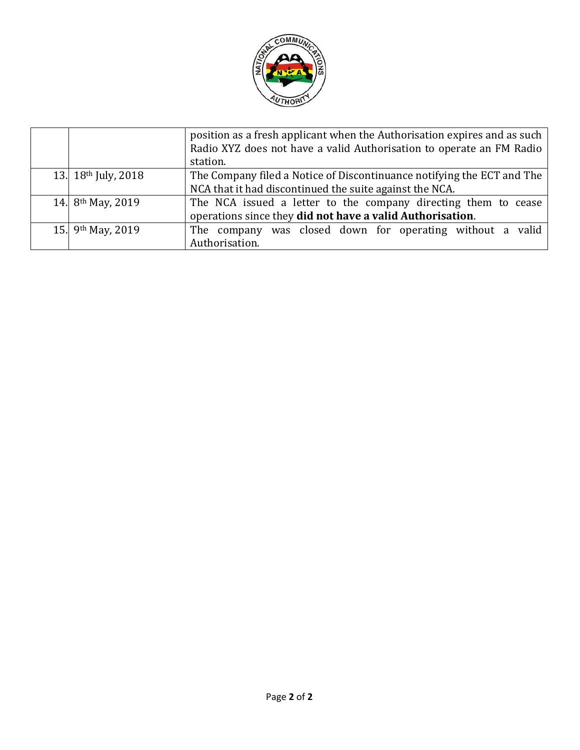| | | |
|---|---|---|
| | | position as a fresh applicant when the Authorisation expires and as such Radio XYZ does not have a valid Authorisation to operate an FM Radio station. |
| 13. | 18th July, 2018 | The Company filed a Notice of Discontinuance notifying the ECT and The NCA that it had discontinued the suite against the NCA. |
| 14. | 8th May, 2019 | The NCA issued a letter to the company directing them to cease operations since they **did not have a valid Authorisation**. |
| 15. | 9th May, 2019 | The company was closed down for operating without a valid Authorisation. |